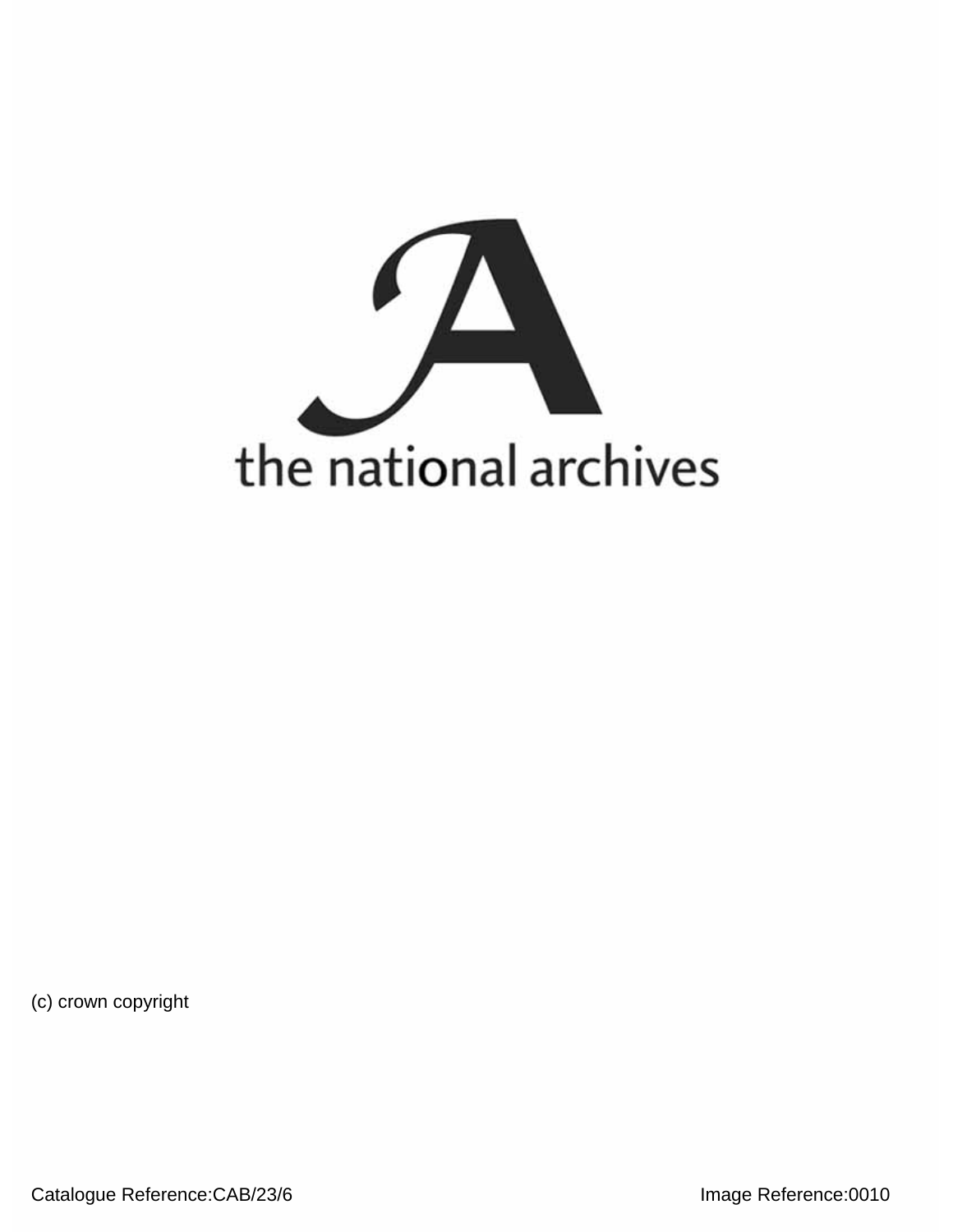the national archives

(c) crown copyright

Catalogue Reference:CAB/23/6

Image Reference:0010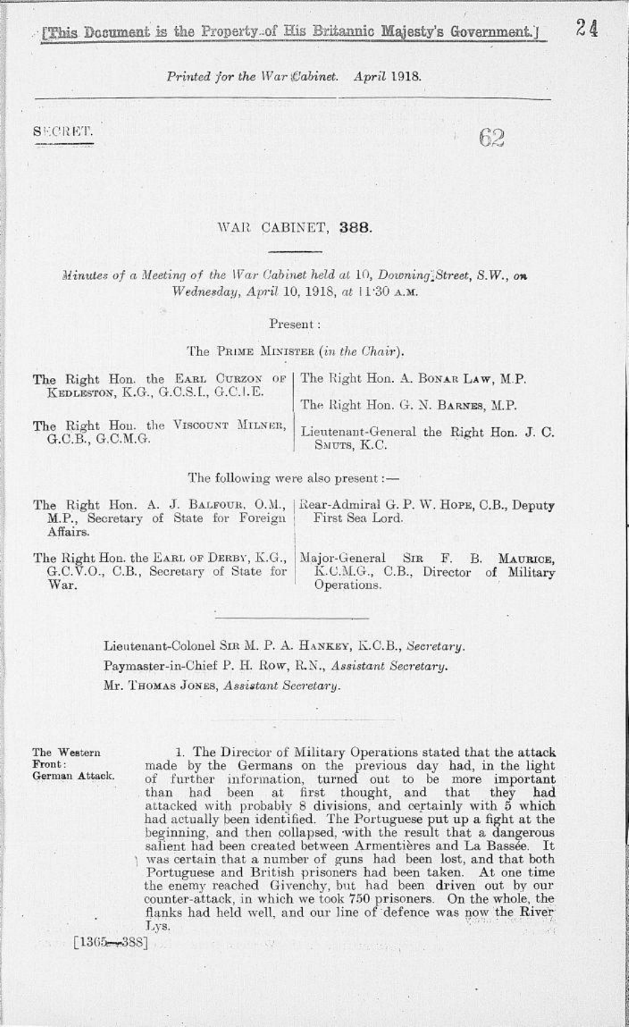[This Document is the Property of His Britannic Majesty's Government.]

*Printed for the War Cabinet. April 1918.*

SECRET.

62

# WAR CABINET, 388.

*Minutes of a Meeting of the War Cabinet held at 10, Downing Street, S.W., on Wednesday, April 10, 1918, at 11·30 A.M.*

Present:

The PRIME MINISTER (*in the Chair*).

The Right Hon. the EARL CURZON OF KEDLESTON, K.G., G.C.S.I., G.C.I.E.

The Right Hon. the VISCOUNT MILNER, G.C.B., G.C.M.G.

The Right Hon. A. BONAR LAW, M.P.

The Right Hon. G. N. BARNES, M.P.

Lieutenant-General the Right Hon. J. C. SMUTS, K.C.

The following were also present:—

The Right Hon. A. J. BALFOUR, O.M., M.P., Secretary of State for Foreign Affairs.

The Right Hon. the EARL OF DERBY, K.G., G.C.V.O., C.B., Secretary of State for War.

Rear-Admiral G. P. W. HOPE, C.B., Deputy First Sea Lord.

Major-General SIR F. B. MAURICE, K.C.M.G., C.B., Director of Military Operations.

Lieutenant-Colonel SIR M. P. A. HANKEY, K.C.B., *Secretary*.

Paymaster-in-Chief P. H. ROW, R.N., *Assistant Secretary*.

Mr. THOMAS JONES, *Assistant Secretary*.

**The Western Front: German Attack.**

1. The Director of Military Operations stated that the attack made by the Germans on the previous day had, in the light of further information, turned out to be more important than had been at first thought, and that they had attacked with probably 8 divisions, and certainly with 5 which had actually been identified. The Portuguese put up a fight at the beginning, and then collapsed, with the result that a dangerous salient had been created between Armentières and La Bassée. It was certain that a number of guns had been lost, and that both Portuguese and British prisoners had been taken. At one time the enemy reached Givenchy, but had been driven out by our counter-attack, in which we took 750 prisoners. On the whole, the flanks had held well, and our line of defence was now the River Lys.

[1365—388]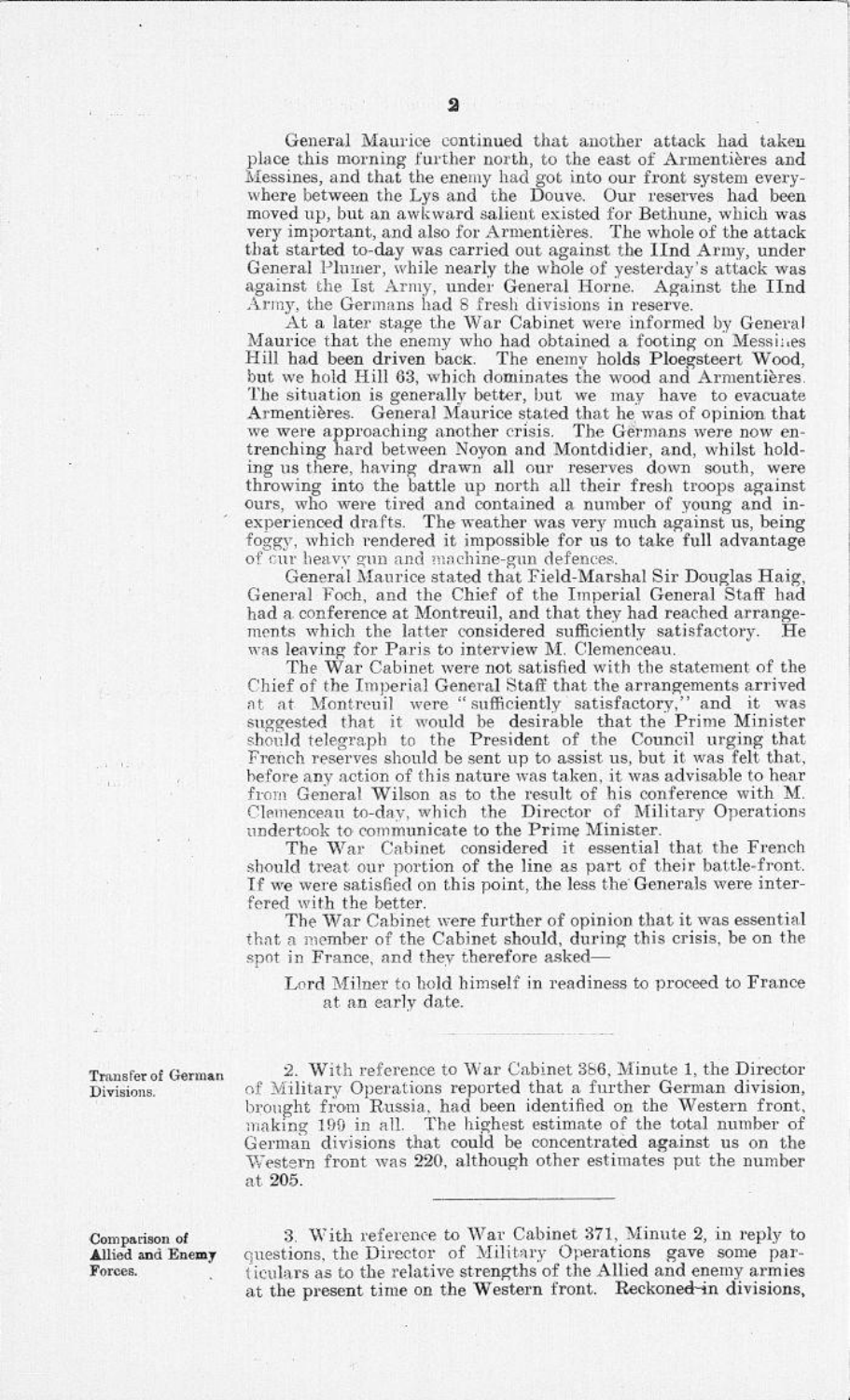General Maurice continued that another attack had taken place this morning further north, to the east of Armentières and Messines, and that the enemy had got into our front system everywhere between the Lys and the Douve. Our reserves had been moved up, but an awkward salient existed for Bethune, which was very important, and also for Armentières. The whole of the attack that started to-day was carried out against the IInd Army, under General Plumer, while nearly the whole of yesterday's attack was against the Ist Army, under General Horne. Against the IInd Army, the Germans had 8 fresh divisions in reserve.

At a later stage the War Cabinet were informed by General Maurice that the enemy who had obtained a footing on Messines Hill had been driven back. The enemy holds Ploegsteert Wood, but we hold Hill 63, which dominates the wood and Armentières. The situation is generally better, but we may have to evacuate Armentières. General Maurice stated that he was of opinion that we were approaching another crisis. The Germans were now entrenching hard between Noyon and Montdidier, and, whilst holding us there, having drawn all our reserves down south, were throwing into the battle up north all their fresh troops against ours, who were tired and contained a number of young and inexperienced drafts. The weather was very much against us, being foggy, which rendered it impossible for us to take full advantage of our heavy gun and machine-gun defences.

General Maurice stated that Field-Marshal Sir Douglas Haig, General Foch, and the Chief of the Imperial General Staff had had a conference at Montreuil, and that they had reached arrangements which the latter considered sufficiently satisfactory. He was leaving for Paris to interview M. Clemenceau.

The War Cabinet were not satisfied with the statement of the Chief of the Imperial General Staff that the arrangements arrived at at Montreuil were "sufficiently satisfactory," and it was suggested that it would be desirable that the Prime Minister should telegraph to the President of the Council urging that French reserves should be sent up to assist us, but it was felt that, before any action of this nature was taken, it was advisable to hear from General Wilson as to the result of his conference with M. Clemenceau to-day, which the Director of Military Operations undertook to communicate to the Prime Minister.

The War Cabinet considered it essential that the French should treat our portion of the line as part of their battle-front. If we were satisfied on this point, the less the Generals were interfered with the better.

The War Cabinet were further of opinion that it was essential that a member of the Cabinet should, during this crisis, be on the spot in France, and they therefore asked—

> Lord Milner to hold himself in readiness to proceed to France at an early date.

---

**Transfer of German Divisions.**

2. With reference to War Cabinet 386, Minute 1, the Director of Military Operations reported that a further German division, brought from Russia, had been identified on the Western front, making 199 in all. The highest estimate of the total number of German divisions that could be concentrated against us on the Western front was 220, although other estimates put the number at 205.

---

**Comparison of Allied and Enemy Forces.**

3. With reference to War Cabinet 371, Minute 2, in reply to questions, the Director of Military Operations gave some particulars as to the relative strengths of the Allied and enemy armies at the present time on the Western front. Reckoned in divisions,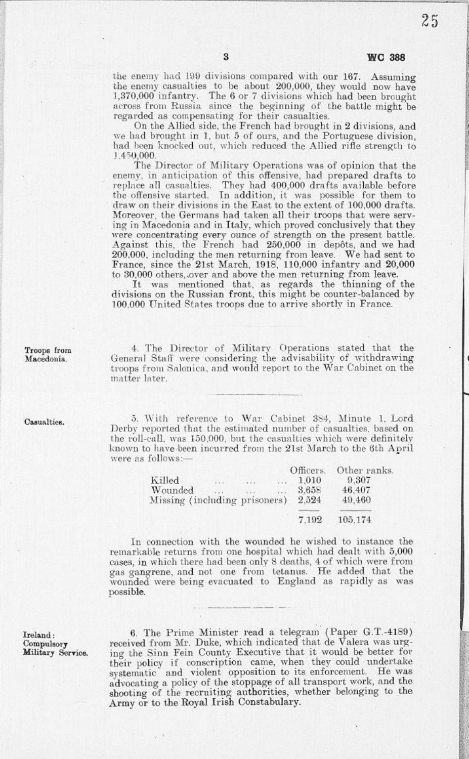the enemy had 199 divisions compared with our 167. Assuming the enemy casualties to be about 200,000, they would now have 1,370,000 infantry. The 6 or 7 divisions which had been brought across from Russia since the beginning of the battle might be regarded as compensating for their casualties.

On the Allied side, the French had brought in 2 divisions, and we had brought in 1, but 5 of ours, and the Portuguese division, had been knocked out, which reduced the Allied rifle strength to 1,450,000.

The Director of Military Operations was of opinion that the enemy, in anticipation of this offensive, had prepared drafts to replace all casualties. They had 400,000 drafts available before the offensive started. In addition, it was possible for them to draw on their divisions in the East to the extent of 100,000 drafts. Moreover, the Germans had taken all their troops that were serving in Macedonia and in Italy, which proved conclusively that they were concentrating every ounce of strength on the present battle. Against this, the French had 250,000 in depôts, and we had 200,000, including the men returning from leave. We had sent to France, since the 21st March, 1918, 110,000 infantry and 20,000 to 30,000 others, over and above the men returning from leave.

It was mentioned that, as regards the thinning of the divisions on the Russian front, this might be counter-balanced by 100,000 United States troops due to arrive shortly in France.

**Troops from Macedonia.**

4. The Director of Military Operations stated that the General Staff were considering the advisability of withdrawing troops from Salonica, and would report to the War Cabinet on the matter later.

**Casualties.**

5. With reference to War Cabinet 384, Minute 1, Lord Derby reported that the estimated number of casualties, based on the roll-call, was 150,000, but the casualties which were definitely known to have been incurred from the 21st March to the 6th April were as follows:—

| | Officers. | Other ranks. |
|---|---|---|
| Killed ... ... ... | 1,010 | 9,307 |
| Wounded ... ... ... | 3,658 | 46,407 |
| Missing (including prisoners) | 2,524 | 49,460 |
| | 7,192 | 105,174 |

In connection with the wounded he wished to instance the remarkable returns from one hospital which had dealt with 5,000 cases, in which there had been only 8 deaths, 4 of which were from gas gangrene, and not one from tetanus. He added that the wounded were being evacuated to England as rapidly as was possible.

**Ireland: Compulsory Military Service.**

6. The Prime Minister read a telegram (Paper G.T.-4189) received from Mr. Duke, which indicated that de Valera was urging the Sinn Fein County Executive that it would be better for their policy if conscription came, when they could undertake systematic and violent opposition to its enforcement. He was advocating a policy of the stoppage of all transport work, and the shooting of the recruiting authorities, whether belonging to the Army or to the Royal Irish Constabulary.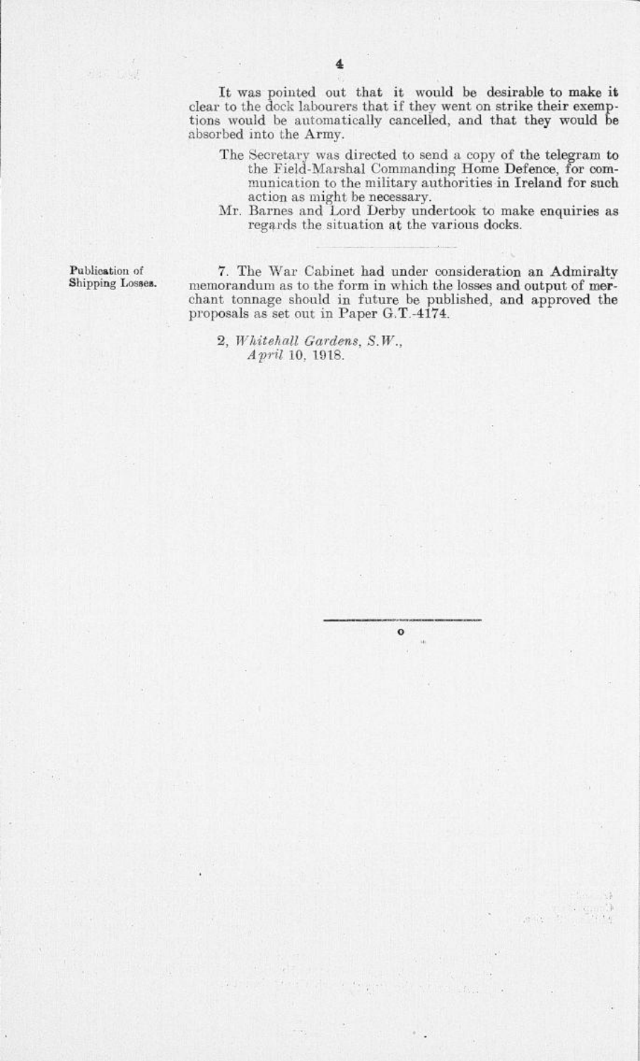It was pointed out that it would be desirable to make it clear to the dock labourers that if they went on strike their exemptions would be automatically cancelled, and that they would be absorbed into the Army.

> The Secretary was directed to send a copy of the telegram to the Field-Marshal Commanding Home Defence, for communication to the military authorities in Ireland for such action as might be necessary.
>
> Mr. Barnes and Lord Derby undertook to make enquiries as regards the situation at the various docks.

---

**Publication of Shipping Losses.**

7. The War Cabinet had under consideration an Admiralty memorandum as to the form in which the losses and output of merchant tonnage should in future be published, and approved the proposals as set out in Paper G.T.-4174.

2, *Whitehall Gardens, S.W.,*
*April* 10, 1918.